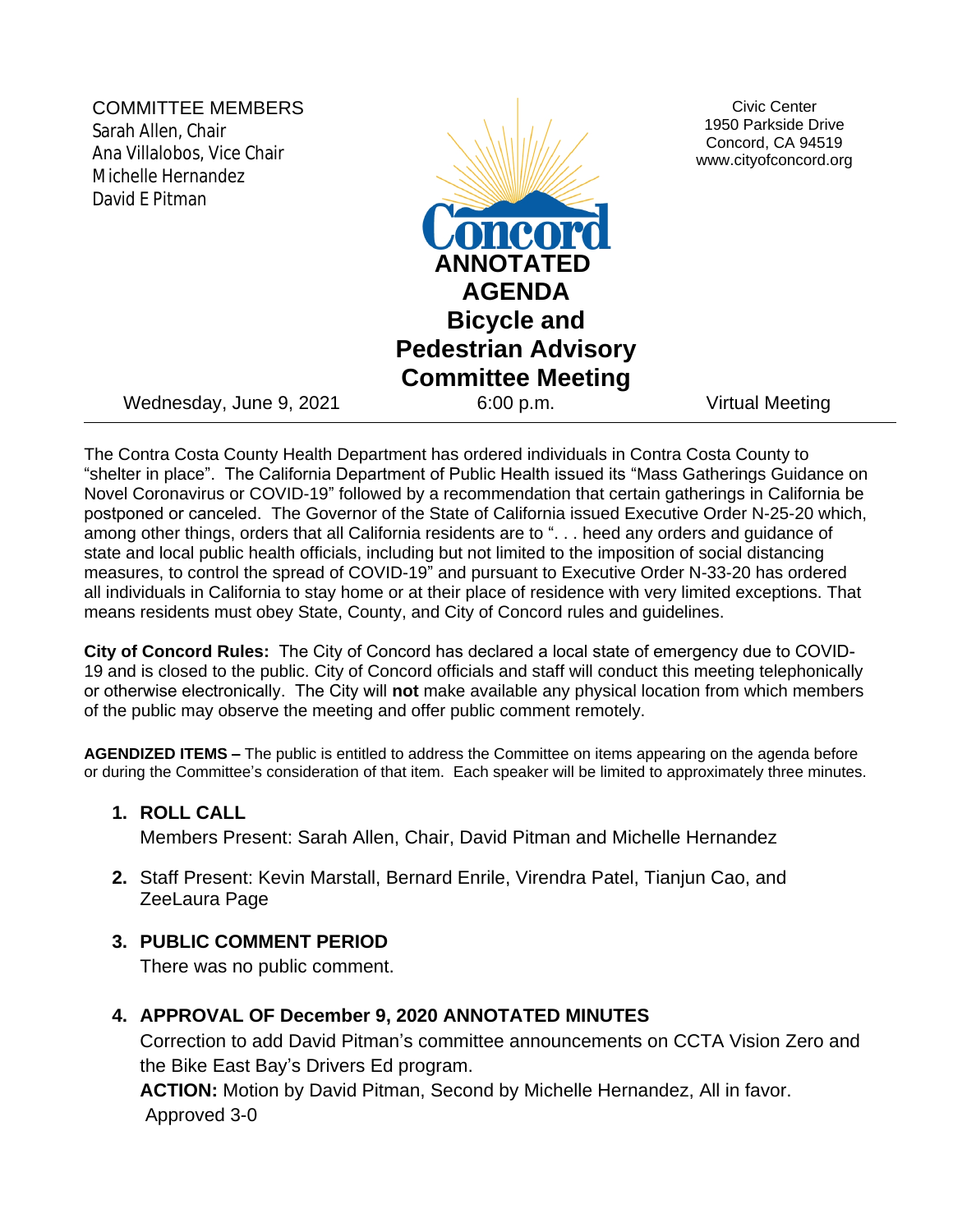COMMITTEE MEMBERS
Sarah Allen, Chair
Ana Villalobos, Vice Chair
Michelle Hernandez
David E Pitman

Civic Center
1950 Parkside Drive
Concord, CA 94519
www.cityofconcord.org

# ANNOTATED AGENDA Bicycle and Pedestrian Advisory Committee Meeting

Wednesday, June 9, 2021 | 6:00 p.m. | Virtual Meeting

---

The Contra Costa County Health Department has ordered individuals in Contra Costa County to "shelter in place". The California Department of Public Health issued its "Mass Gatherings Guidance on Novel Coronavirus or COVID-19" followed by a recommendation that certain gatherings in California be postponed or canceled. The Governor of the State of California issued Executive Order N-25-20 which, among other things, orders that all California residents are to ". . . heed any orders and guidance of state and local public health officials, including but not limited to the imposition of social distancing measures, to control the spread of COVID-19" and pursuant to Executive Order N-33-20 has ordered all individuals in California to stay home or at their place of residence with very limited exceptions. That means residents must obey State, County, and City of Concord rules and guidelines.

**City of Concord Rules:** The City of Concord has declared a local state of emergency due to COVID-19 and is closed to the public. City of Concord officials and staff will conduct this meeting telephonically or otherwise electronically. The City will **not** make available any physical location from which members of the public may observe the meeting and offer public comment remotely.

**AGENDIZED ITEMS –** The public is entitled to address the Committee on items appearing on the agenda before or during the Committee's consideration of that item. Each speaker will be limited to approximately three minutes.

1. **ROLL CALL**
   Members Present: Sarah Allen, Chair, David Pitman and Michelle Hernandez

2. Staff Present: Kevin Marstall, Bernard Enrile, Virendra Patel, Tianjun Cao, and ZeeLaura Page

3. **PUBLIC COMMENT PERIOD**
   There was no public comment.

4. **APPROVAL OF December 9, 2020 ANNOTATED MINUTES**
   Correction to add David Pitman's committee announcements on CCTA Vision Zero and the Bike East Bay's Drivers Ed program.
   **ACTION:** Motion by David Pitman, Second by Michelle Hernandez, All in favor. Approved 3-0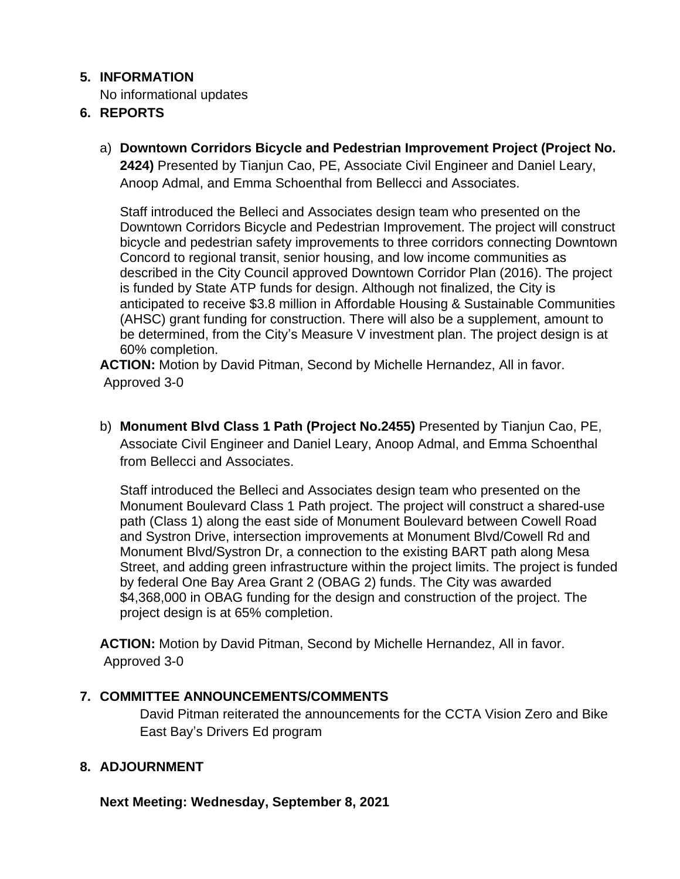5. **INFORMATION**

   No informational updates

6. **REPORTS**

   a) **Downtown Corridors Bicycle and Pedestrian Improvement Project (Project No. 2424)** Presented by Tianjun Cao, PE, Associate Civil Engineer and Daniel Leary, Anoop Admal, and Emma Schoenthal from Bellecci and Associates.

   Staff introduced the Belleci and Associates design team who presented on the Downtown Corridors Bicycle and Pedestrian Improvement. The project will construct bicycle and pedestrian safety improvements to three corridors connecting Downtown Concord to regional transit, senior housing, and low income communities as described in the City Council approved Downtown Corridor Plan (2016). The project is funded by State ATP funds for design. Although not finalized, the City is anticipated to receive $3.8 million in Affordable Housing & Sustainable Communities (AHSC) grant funding for construction. There will also be a supplement, amount to be determined, from the City's Measure V investment plan. The project design is at 60% completion.

   **ACTION:** Motion by David Pitman, Second by Michelle Hernandez, All in favor. Approved 3-0

   b) **Monument Blvd Class 1 Path (Project No.2455)** Presented by Tianjun Cao, PE, Associate Civil Engineer and Daniel Leary, Anoop Admal, and Emma Schoenthal from Bellecci and Associates.

   Staff introduced the Belleci and Associates design team who presented on the Monument Boulevard Class 1 Path project. The project will construct a shared-use path (Class 1) along the east side of Monument Boulevard between Cowell Road and Systron Drive, intersection improvements at Monument Blvd/Cowell Rd and Monument Blvd/Systron Dr, a connection to the existing BART path along Mesa Street, and adding green infrastructure within the project limits. The project is funded by federal One Bay Area Grant 2 (OBAG 2) funds. The City was awarded $4,368,000 in OBAG funding for the design and construction of the project. The project design is at 65% completion.

   **ACTION:** Motion by David Pitman, Second by Michelle Hernandez, All in favor. Approved 3-0

7. **COMMITTEE ANNOUNCEMENTS/COMMENTS**

   David Pitman reiterated the announcements for the CCTA Vision Zero and Bike East Bay's Drivers Ed program

8. **ADJOURNMENT**

   **Next Meeting: Wednesday, September 8, 2021**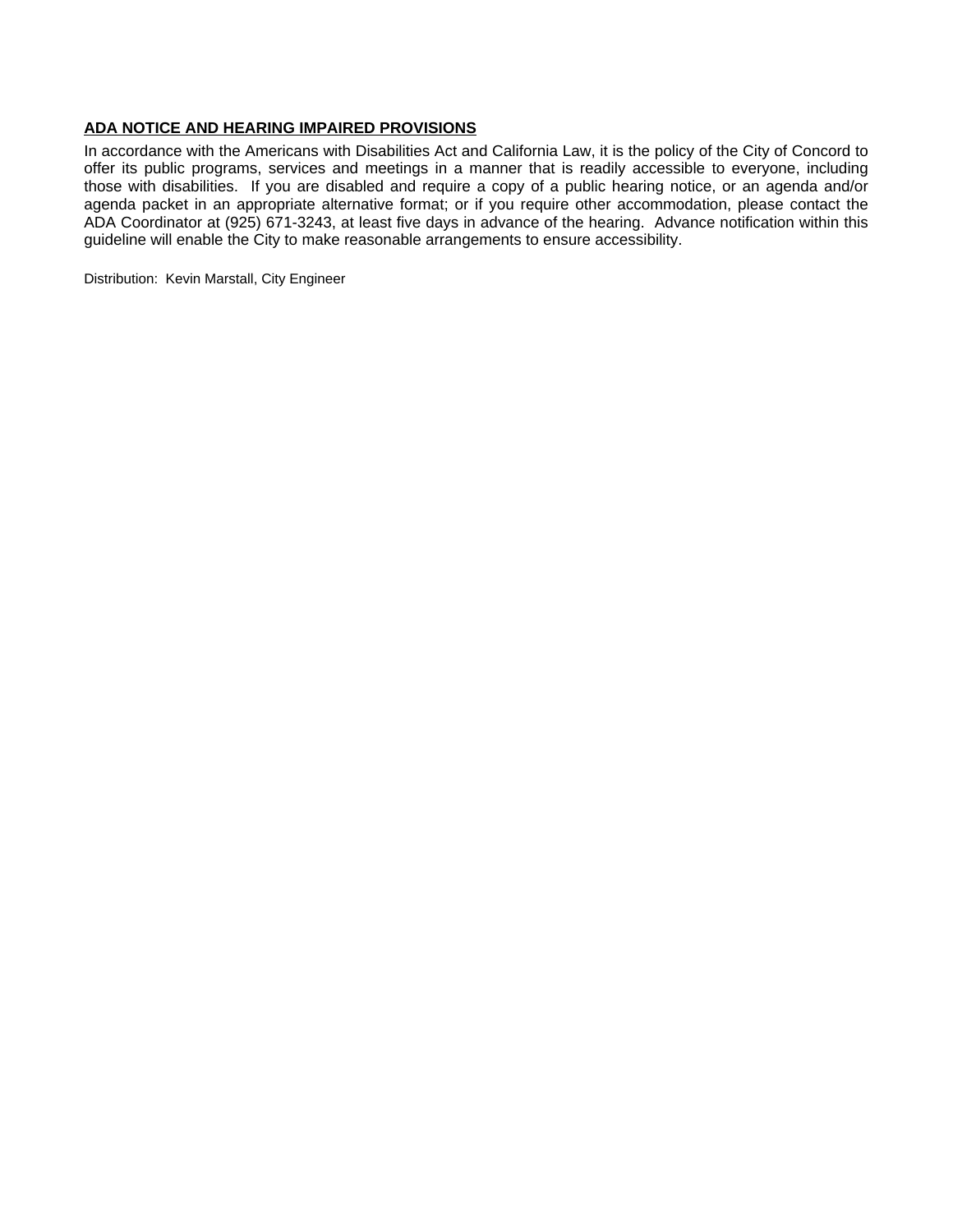**ADA NOTICE AND HEARING IMPAIRED PROVISIONS**

In accordance with the Americans with Disabilities Act and California Law, it is the policy of the City of Concord to offer its public programs, services and meetings in a manner that is readily accessible to everyone, including those with disabilities. If you are disabled and require a copy of a public hearing notice, or an agenda and/or agenda packet in an appropriate alternative format; or if you require other accommodation, please contact the ADA Coordinator at (925) 671-3243, at least five days in advance of the hearing. Advance notification within this guideline will enable the City to make reasonable arrangements to ensure accessibility.

Distribution: Kevin Marstall, City Engineer